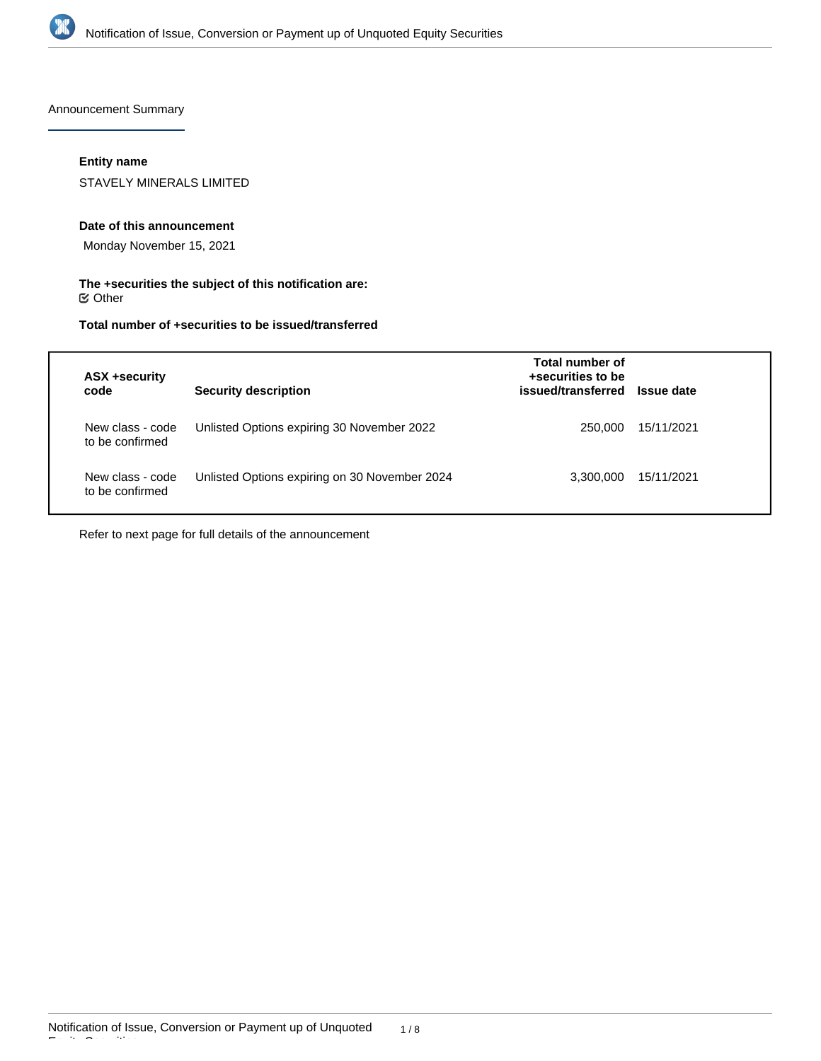Announcement Summary

**Entity name**

STAVELY MINERALS LIMITED

**Date of this announcement**

Monday November 15, 2021

**The +securities the subject of this notification are:**

☑ Other

**Total number of +securities to be issued/transferred**

| ASX +security code | Security description | Total number of +securities to be issued/transferred | Issue date |
|---|---|---|---|
| New class - code to be confirmed | Unlisted Options expiring 30 November 2022 | 250,000 | 15/11/2021 |
| New class - code to be confirmed | Unlisted Options expiring on 30 November 2024 | 3,300,000 | 15/11/2021 |

Refer to next page for full details of the announcement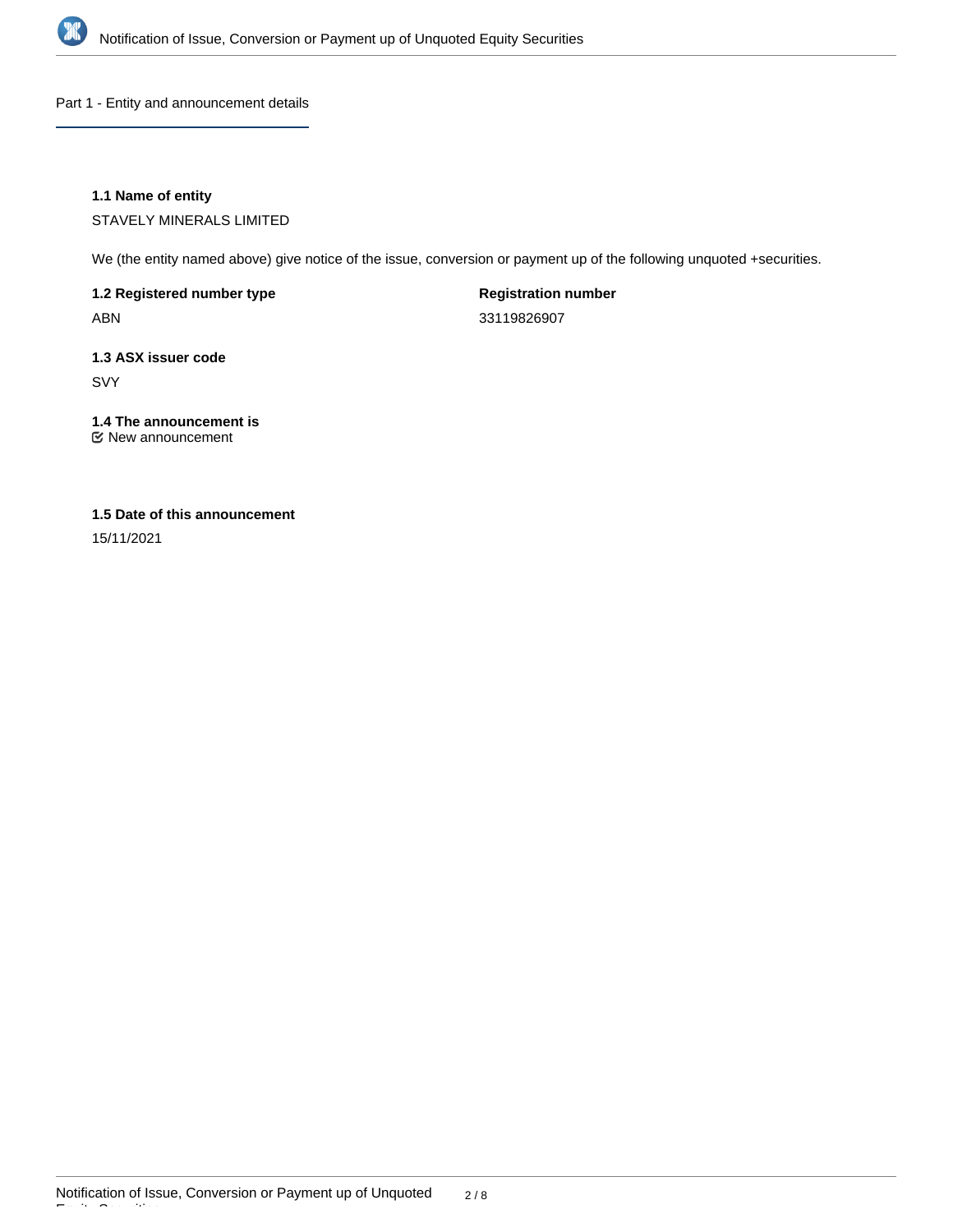## Part 1 - Entity and announcement details

**1.1 Name of entity**

STAVELY MINERALS LIMITED

We (the entity named above) give notice of the issue, conversion or payment up of the following unquoted +securities.

**1.2 Registered number type**

ABN

**Registration number**

33119826907

**1.3 ASX issuer code**

SVY

**1.4 The announcement is**

New announcement

**1.5 Date of this announcement**

15/11/2021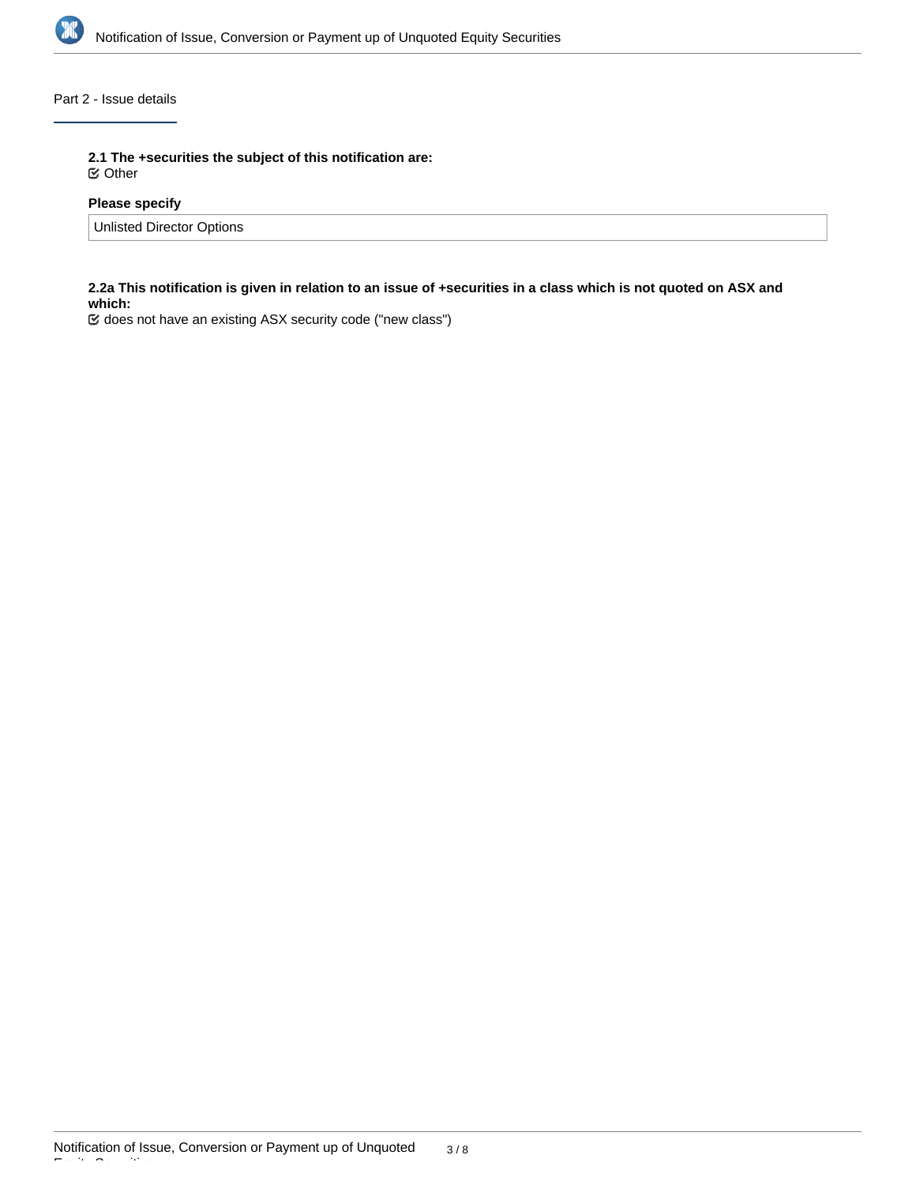## Part 2 - Issue details

**2.1 The +securities the subject of this notification are:**

☑ Other

**Please specify**

Unlisted Director Options

**2.2a This notification is given in relation to an issue of +securities in a class which is not quoted on ASX and which:**

☑ does not have an existing ASX security code ("new class")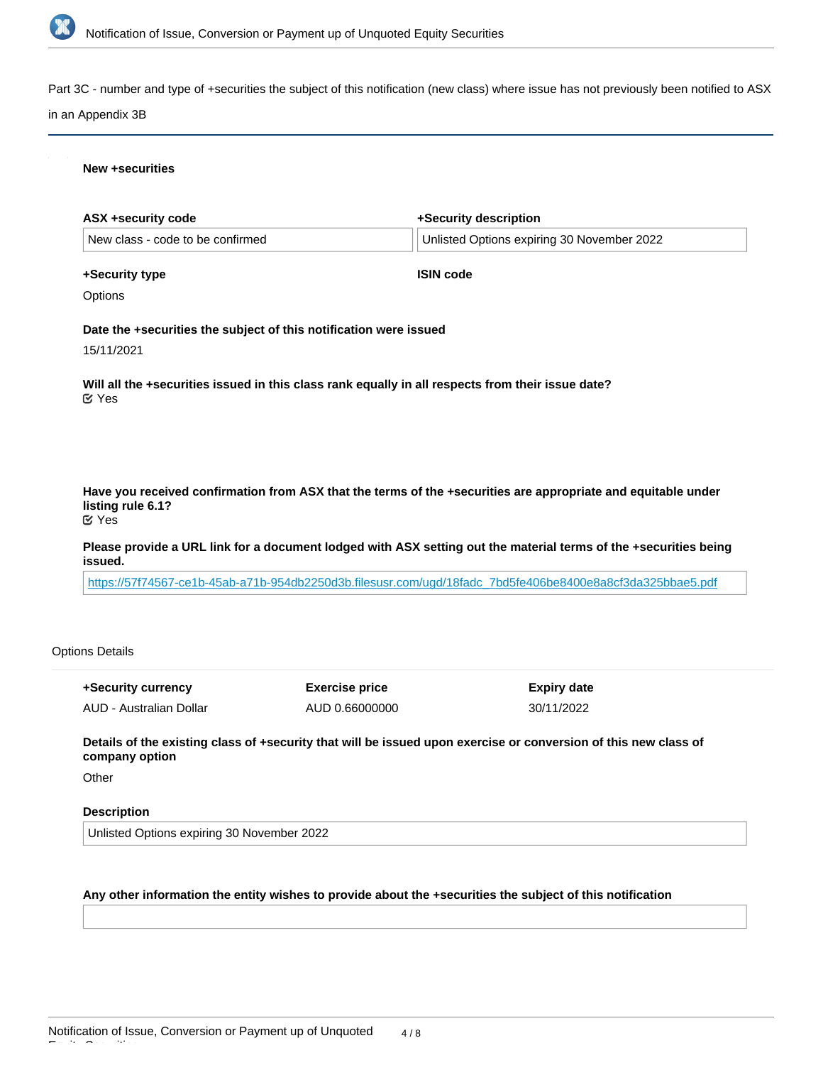Part 3C - number and type of +securities the subject of this notification (new class) where issue has not previously been notified to ASX in an Appendix 3B

**New +securities**

**ASX +security code**

New class - code to be confirmed

**+Security description**

Unlisted Options expiring 30 November 2022

**+Security type**

Options

**ISIN code**

**Date the +securities the subject of this notification were issued**

15/11/2021

**Will all the +securities issued in this class rank equally in all respects from their issue date?**

Yes

**Have you received confirmation from ASX that the terms of the +securities are appropriate and equitable under listing rule 6.1?**

Yes

**Please provide a URL link for a document lodged with ASX setting out the material terms of the +securities being issued.**

https://57f74567-ce1b-45ab-a71b-954db2250d3b.filesusr.com/ugd/18fadc_7bd5fe406be8400e8a8cf3da325bbae5.pdf

Options Details

| **+Security currency** | **Exercise price** | **Expiry date** |
| --- | --- | --- |
| AUD - Australian Dollar | AUD 0.66000000 | 30/11/2022 |

**Details of the existing class of +security that will be issued upon exercise or conversion of this new class of company option**

Other

**Description**

Unlisted Options expiring 30 November 2022

**Any other information the entity wishes to provide about the +securities the subject of this notification**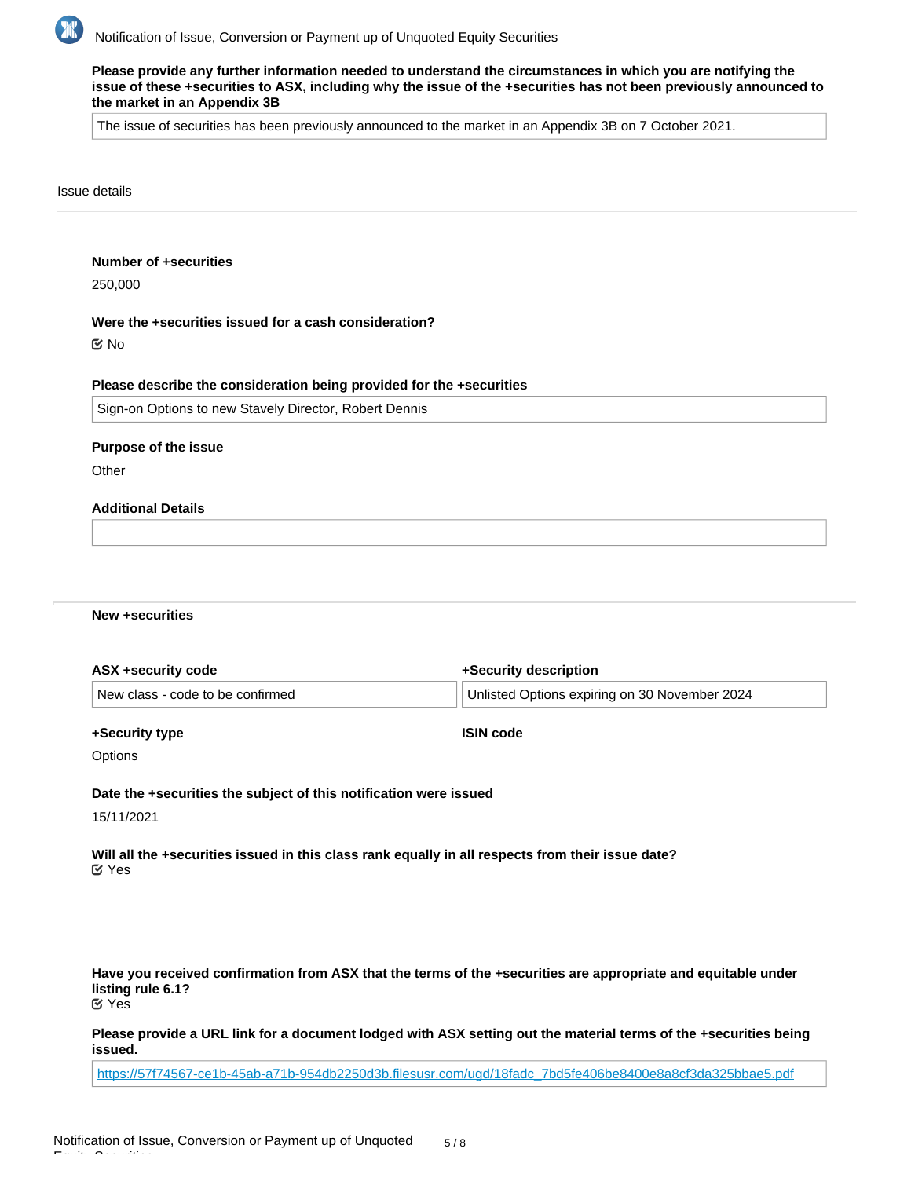**Please provide any further information needed to understand the circumstances in which you are notifying the issue of these +securities to ASX, including why the issue of the +securities has not been previously announced to the market in an Appendix 3B**

The issue of securities has been previously announced to the market in an Appendix 3B on 7 October 2021.

Issue details

**Number of +securities**

250,000

**Were the +securities issued for a cash consideration?**

☑ No

**Please describe the consideration being provided for the +securities**

Sign-on Options to new Stavely Director, Robert Dennis

**Purpose of the issue**

Other

**Additional Details**

**New +securities**

| ASX +security code | +Security description |
| --- | --- |
| New class - code to be confirmed | Unlisted Options expiring on 30 November 2024 |

| +Security type | ISIN code |
| --- | --- |
| Options | |

**Date the +securities the subject of this notification were issued**

15/11/2021

**Will all the +securities issued in this class rank equally in all respects from their issue date?**
☑ Yes

**Have you received confirmation from ASX that the terms of the +securities are appropriate and equitable under listing rule 6.1?**
☑ Yes

**Please provide a URL link for a document lodged with ASX setting out the material terms of the +securities being issued.**

https://57f74567-ce1b-45ab-a71b-954db2250d3b.filesusr.com/ugd/18fadc_7bd5fe406be8400e8a8cf3da325bbae5.pdf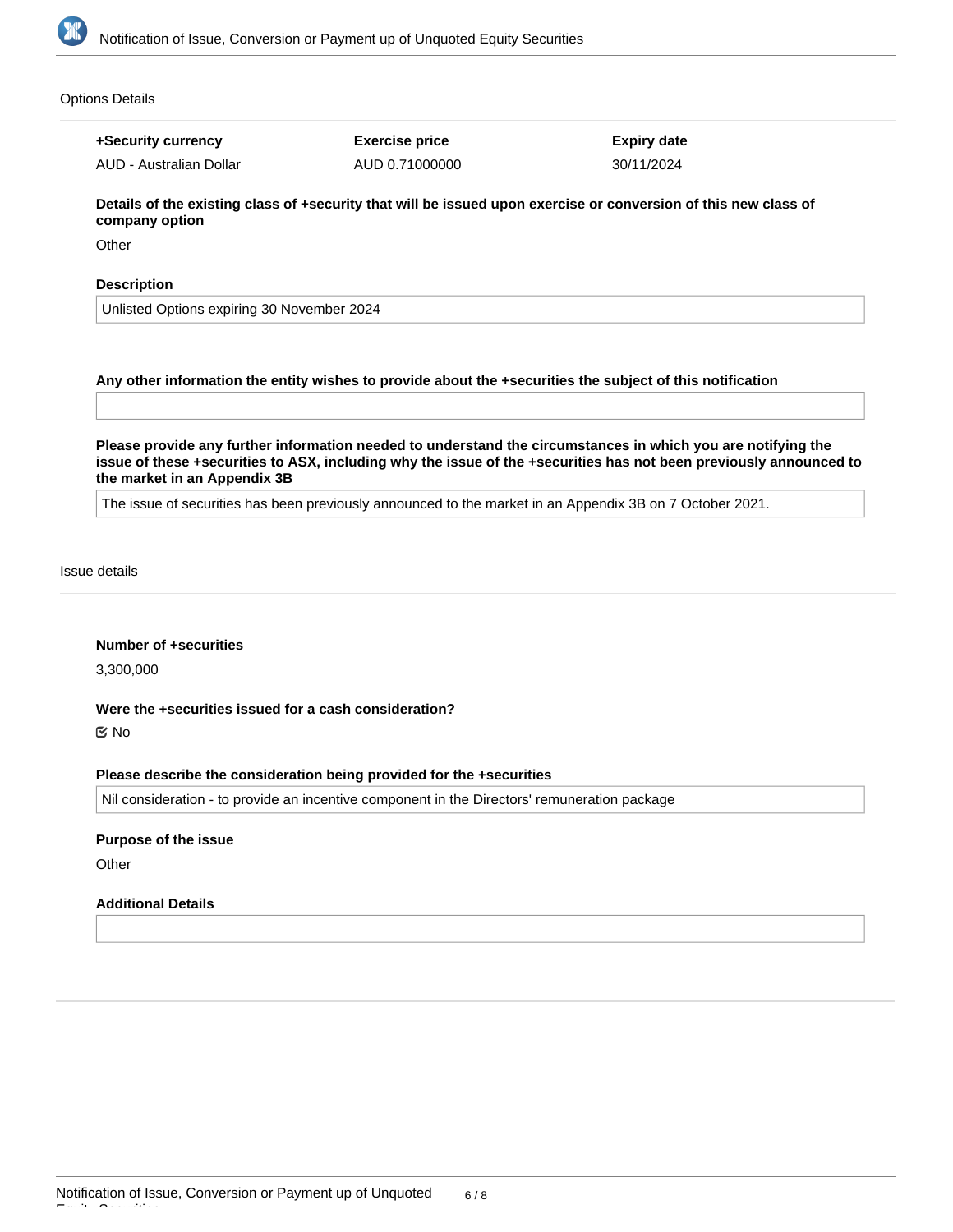Options Details

| +Security currency | Exercise price | Expiry date |
| --- | --- | --- |
| AUD - Australian Dollar | AUD 0.71000000 | 30/11/2024 |

**Details of the existing class of +security that will be issued upon exercise or conversion of this new class of company option**

Other

**Description**

Unlisted Options expiring 30 November 2024

**Any other information the entity wishes to provide about the +securities the subject of this notification**

**Please provide any further information needed to understand the circumstances in which you are notifying the issue of these +securities to ASX, including why the issue of the +securities has not been previously announced to the market in an Appendix 3B**

The issue of securities has been previously announced to the market in an Appendix 3B on 7 October 2021.

Issue details

**Number of +securities**

3,300,000

**Were the +securities issued for a cash consideration?**

☑ No

**Please describe the consideration being provided for the +securities**

Nil consideration - to provide an incentive component in the Directors' remuneration package

**Purpose of the issue**

Other

**Additional Details**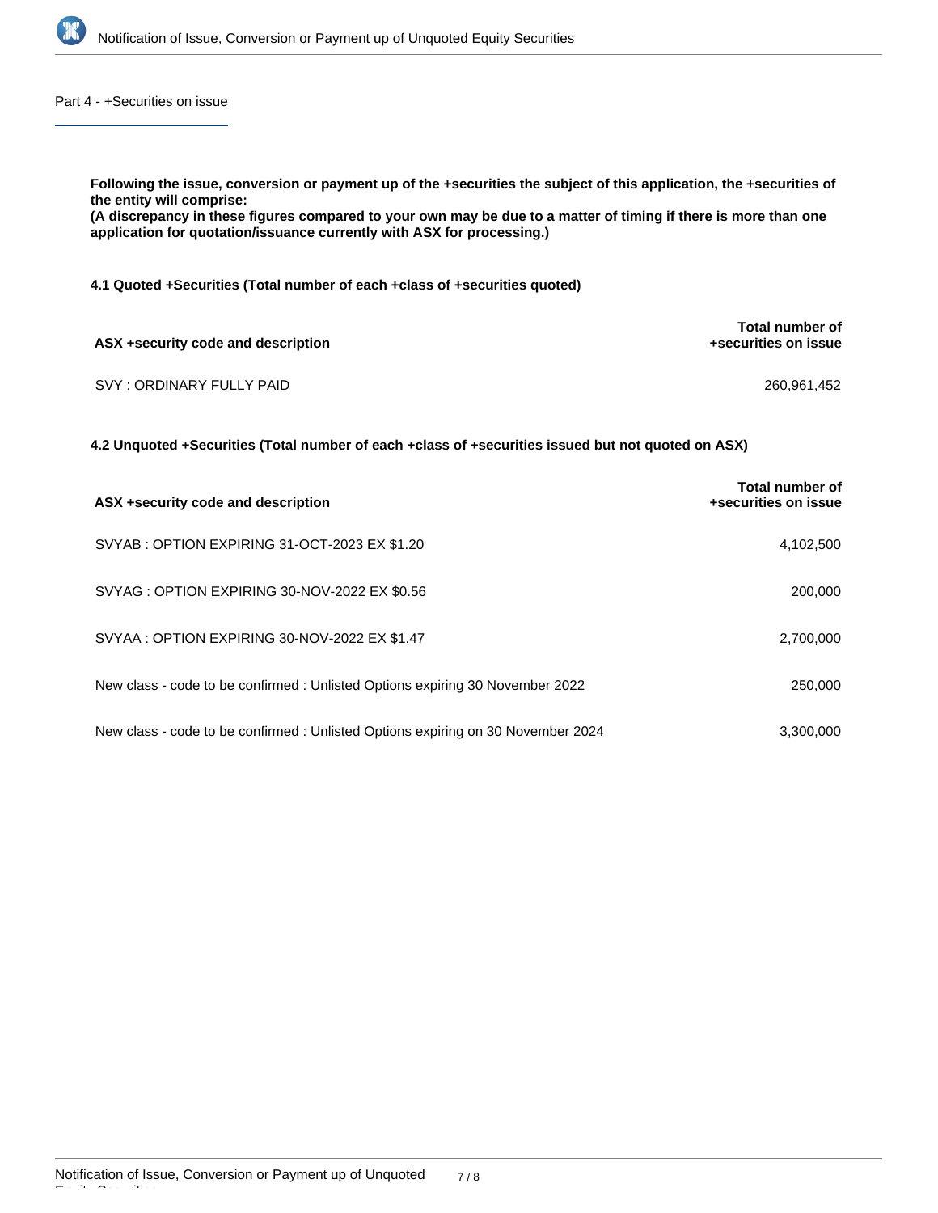## Part 4 - +Securities on issue

**Following the issue, conversion or payment up of the +securities the subject of this application, the +securities of the entity will comprise:**
**(A discrepancy in these figures compared to your own may be due to a matter of timing if there is more than one application for quotation/issuance currently with ASX for processing.)**

**4.1 Quoted +Securities (Total number of each +class of +securities quoted)**

| ASX +security code and description | Total number of +securities on issue |
|---|---|
| SVY : ORDINARY FULLY PAID | 260,961,452 |

**4.2 Unquoted +Securities (Total number of each +class of +securities issued but not quoted on ASX)**

| ASX +security code and description | Total number of +securities on issue |
|---|---|
| SVYAB : OPTION EXPIRING 31-OCT-2023 EX $1.20 | 4,102,500 |
| SVYAG : OPTION EXPIRING 30-NOV-2022 EX $0.56 | 200,000 |
| SVYAA : OPTION EXPIRING 30-NOV-2022 EX $1.47 | 2,700,000 |
| New class - code to be confirmed : Unlisted Options expiring 30 November 2022 | 250,000 |
| New class - code to be confirmed : Unlisted Options expiring on 30 November 2024 | 3,300,000 |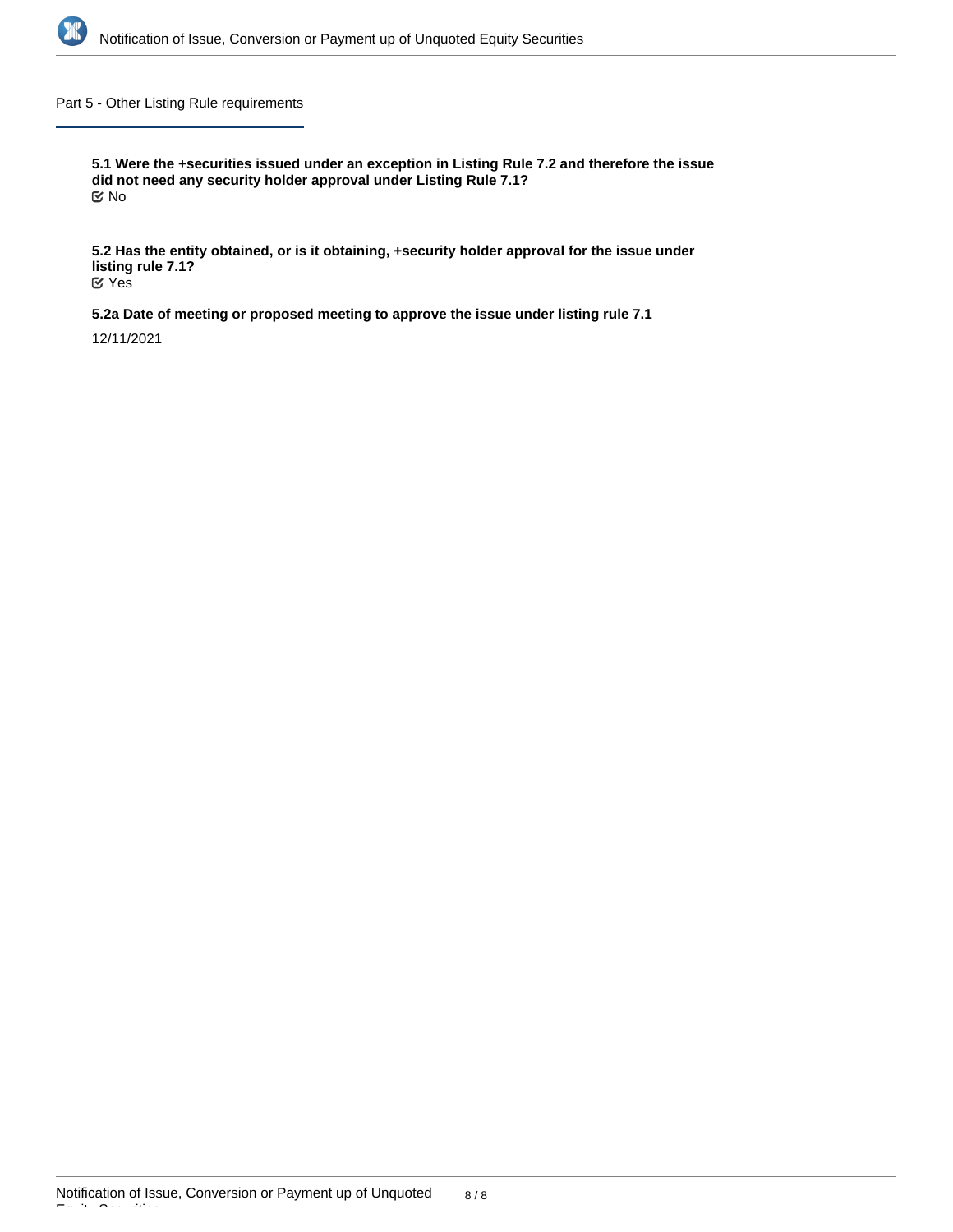## Part 5 - Other Listing Rule requirements

**5.1 Were the +securities issued under an exception in Listing Rule 7.2 and therefore the issue did not need any security holder approval under Listing Rule 7.1?**

No

**5.2 Has the entity obtained, or is it obtaining, +security holder approval for the issue under listing rule 7.1?**

Yes

**5.2a Date of meeting or proposed meeting to approve the issue under listing rule 7.1**

12/11/2021